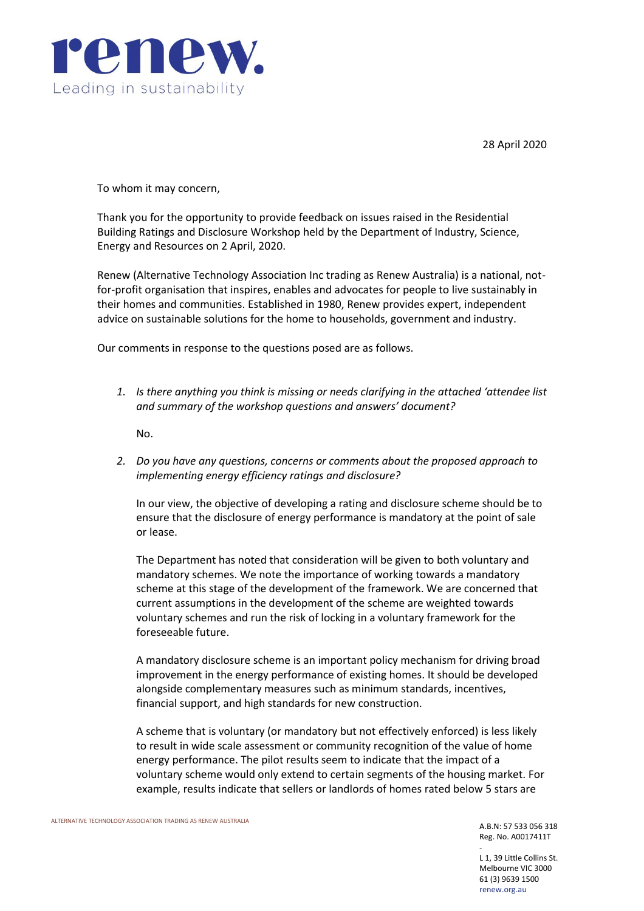28 April 2020

To whom it may concern,

Thank you for the opportunity to provide feedback on issues raised in the Residential Building Ratings and Disclosure Workshop held by the Department of Industry, Science, Energy and Resources on 2 April, 2020.

Renew (Alternative Technology Association Inc trading as Renew Australia) is a national, not-for-profit organisation that inspires, enables and advocates for people to live sustainably in their homes and communities. Established in 1980, Renew provides expert, independent advice on sustainable solutions for the home to households, government and industry.

Our comments in response to the questions posed are as follows.

1. *Is there anything you think is missing or needs clarifying in the attached 'attendee list and summary of the workshop questions and answers' document?*

   No.

2. *Do you have any questions, concerns or comments about the proposed approach to implementing energy efficiency ratings and disclosure?*

   In our view, the objective of developing a rating and disclosure scheme should be to ensure that the disclosure of energy performance is mandatory at the point of sale or lease.

   The Department has noted that consideration will be given to both voluntary and mandatory schemes. We note the importance of working towards a mandatory scheme at this stage of the development of the framework. We are concerned that current assumptions in the development of the scheme are weighted towards voluntary schemes and run the risk of locking in a voluntary framework for the foreseeable future.

   A mandatory disclosure scheme is an important policy mechanism for driving broad improvement in the energy performance of existing homes. It should be developed alongside complementary measures such as minimum standards, incentives, financial support, and high standards for new construction.

   A scheme that is voluntary (or mandatory but not effectively enforced) is less likely to result in wide scale assessment or community recognition of the value of home energy performance. The pilot results seem to indicate that the impact of a voluntary scheme would only extend to certain segments of the housing market. For example, results indicate that sellers or landlords of homes rated below 5 stars are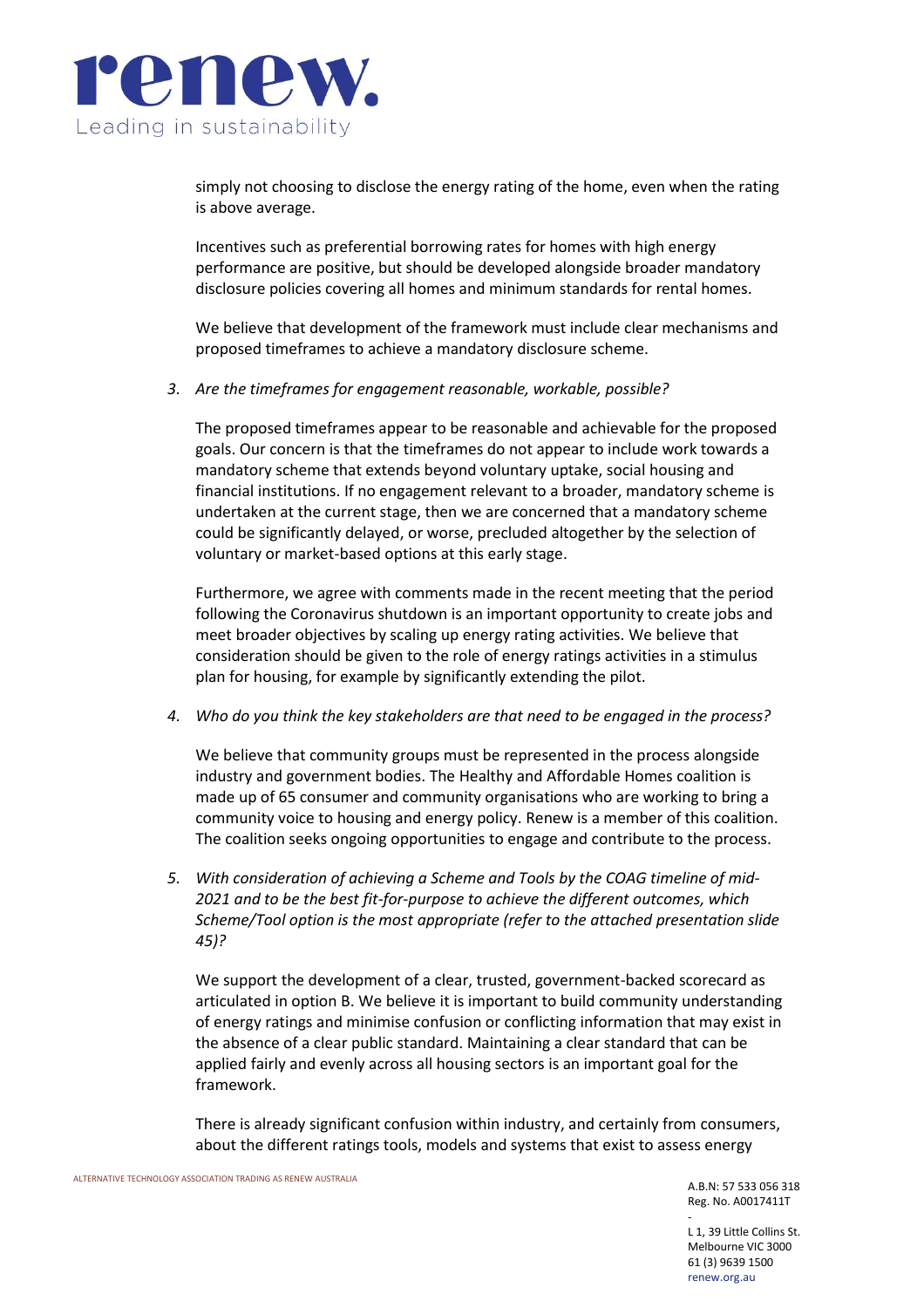simply not choosing to disclose the energy rating of the home, even when the rating is above average.

Incentives such as preferential borrowing rates for homes with high energy performance are positive, but should be developed alongside broader mandatory disclosure policies covering all homes and minimum standards for rental homes.

We believe that development of the framework must include clear mechanisms and proposed timeframes to achieve a mandatory disclosure scheme.

3. *Are the timeframes for engagement reasonable, workable, possible?*

   The proposed timeframes appear to be reasonable and achievable for the proposed goals. Our concern is that the timeframes do not appear to include work towards a mandatory scheme that extends beyond voluntary uptake, social housing and financial institutions. If no engagement relevant to a broader, mandatory scheme is undertaken at the current stage, then we are concerned that a mandatory scheme could be significantly delayed, or worse, precluded altogether by the selection of voluntary or market-based options at this early stage.

   Furthermore, we agree with comments made in the recent meeting that the period following the Coronavirus shutdown is an important opportunity to create jobs and meet broader objectives by scaling up energy rating activities. We believe that consideration should be given to the role of energy ratings activities in a stimulus plan for housing, for example by significantly extending the pilot.

4. *Who do you think the key stakeholders are that need to be engaged in the process?*

   We believe that community groups must be represented in the process alongside industry and government bodies. The Healthy and Affordable Homes coalition is made up of 65 consumer and community organisations who are working to bring a community voice to housing and energy policy. Renew is a member of this coalition. The coalition seeks ongoing opportunities to engage and contribute to the process.

5. *With consideration of achieving a Scheme and Tools by the COAG timeline of mid-2021 and to be the best fit-for-purpose to achieve the different outcomes, which Scheme/Tool option is the most appropriate (refer to the attached presentation slide 45)?*

   We support the development of a clear, trusted, government-backed scorecard as articulated in option B. We believe it is important to build community understanding of energy ratings and minimise confusion or conflicting information that may exist in the absence of a clear public standard. Maintaining a clear standard that can be applied fairly and evenly across all housing sectors is an important goal for the framework.

   There is already significant confusion within industry, and certainly from consumers, about the different ratings tools, models and systems that exist to assess energy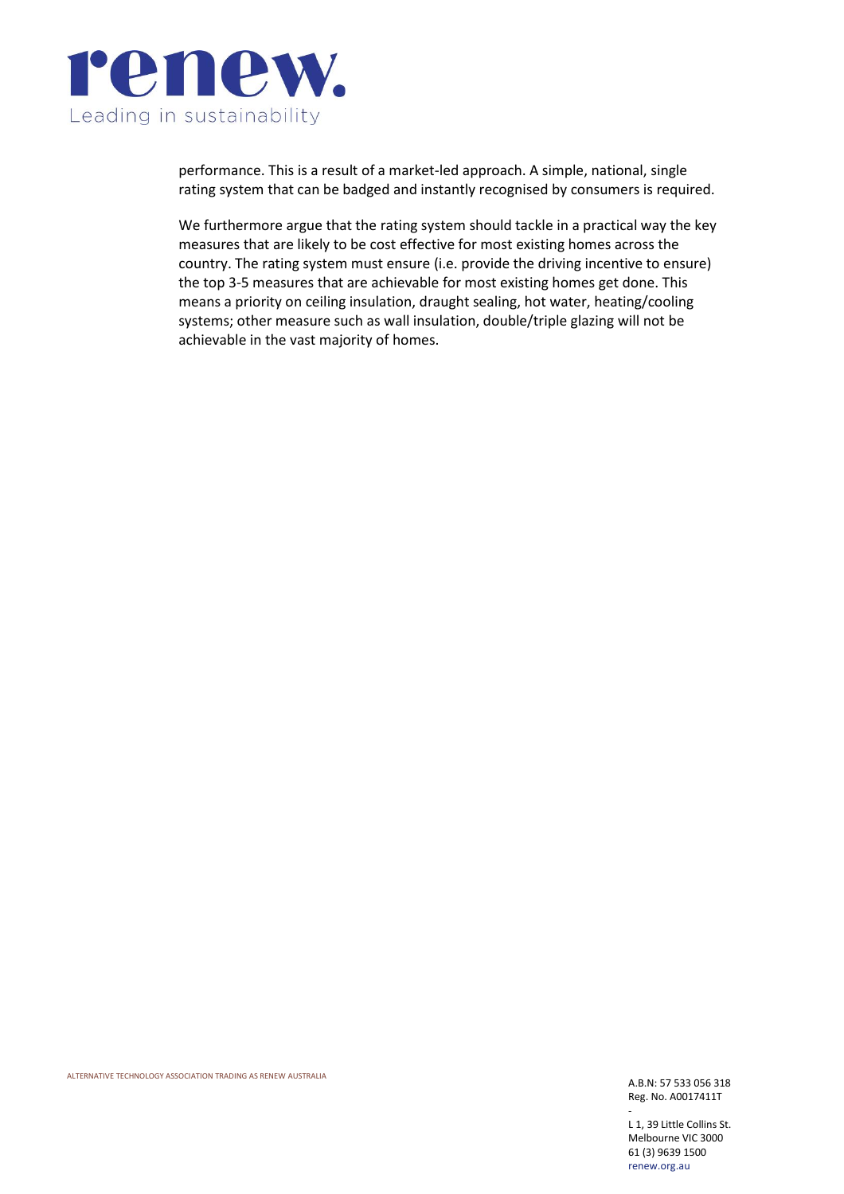performance. This is a result of a market-led approach. A simple, national, single rating system that can be badged and instantly recognised by consumers is required.

We furthermore argue that the rating system should tackle in a practical way the key measures that are likely to be cost effective for most existing homes across the country. The rating system must ensure (i.e. provide the driving incentive to ensure) the top 3-5 measures that are achievable for most existing homes get done. This means a priority on ceiling insulation, draught sealing, hot water, heating/cooling systems; other measure such as wall insulation, double/triple glazing will not be achievable in the vast majority of homes.